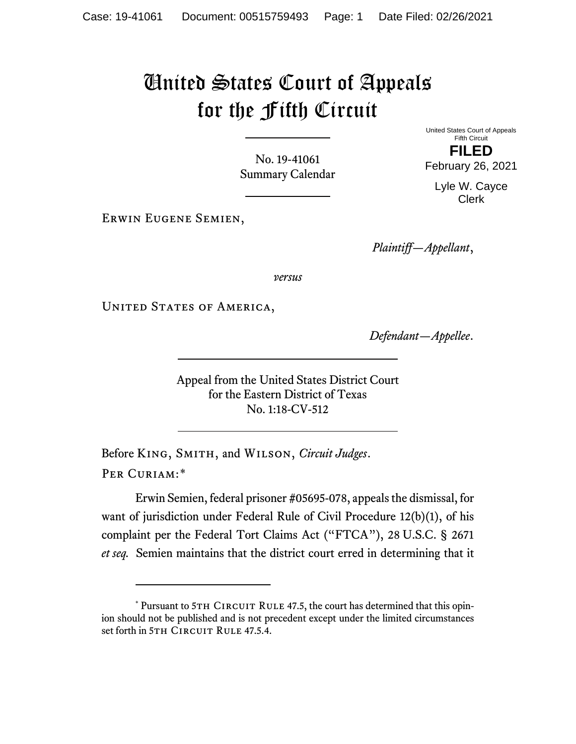# United States Court of Appeals for the Fifth Circuit

No. 19-41061
Summary Calendar

United States Court of Appeals
Fifth Circuit

**FILED**

February 26, 2021

Lyle W. Cayce
Clerk

Erwin Eugene Semien,

*Plaintiff—Appellant*,

*versus*

United States of America,

*Defendant—Appellee*.

Appeal from the United States District Court
for the Eastern District of Texas
No. 1:18-CV-512

Before King, Smith, and Wilson, *Circuit Judges*.

Per Curiam:*

Erwin Semien, federal prisoner #05695-078, appeals the dismissal, for want of jurisdiction under Federal Rule of Civil Procedure 12(b)(1), of his complaint per the Federal Tort Claims Act ("FTCA"), 28 U.S.C. § 2671 *et seq.* Semien maintains that the district court erred in determining that it

---

* Pursuant to 5th Circuit Rule 47.5, the court has determined that this opinion should not be published and is not precedent except under the limited circumstances set forth in 5th Circuit Rule 47.5.4.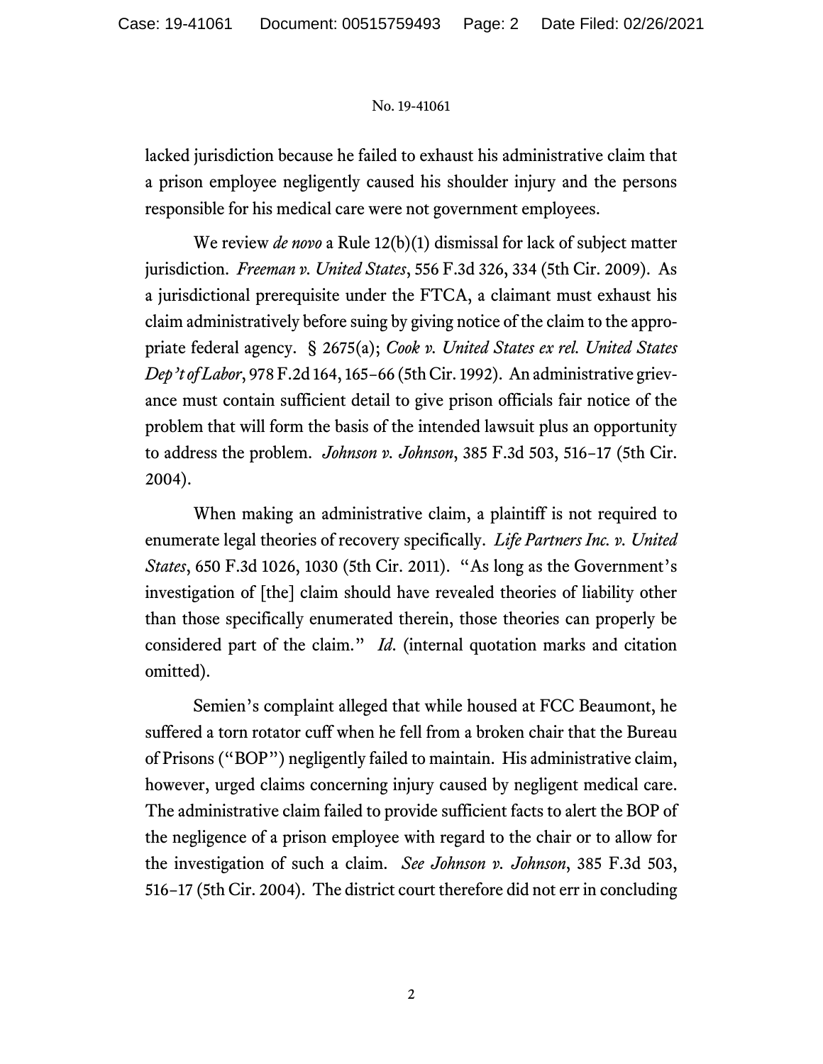lacked jurisdiction because he failed to exhaust his administrative claim that a prison employee negligently caused his shoulder injury and the persons responsible for his medical care were not government employees.

We review *de novo* a Rule 12(b)(1) dismissal for lack of subject matter jurisdiction. *Freeman v. United States*, 556 F.3d 326, 334 (5th Cir. 2009). As a jurisdictional prerequisite under the FTCA, a claimant must exhaust his claim administratively before suing by giving notice of the claim to the appropriate federal agency. § 2675(a); *Cook v. United States ex rel. United States Dep't of Labor*, 978 F.2d 164, 165–66 (5th Cir. 1992). An administrative grievance must contain sufficient detail to give prison officials fair notice of the problem that will form the basis of the intended lawsuit plus an opportunity to address the problem. *Johnson v. Johnson*, 385 F.3d 503, 516–17 (5th Cir. 2004).

When making an administrative claim, a plaintiff is not required to enumerate legal theories of recovery specifically. *Life Partners Inc. v. United States*, 650 F.3d 1026, 1030 (5th Cir. 2011). "As long as the Government's investigation of [the] claim should have revealed theories of liability other than those specifically enumerated therein, those theories can properly be considered part of the claim." *Id*. (internal quotation marks and citation omitted).

Semien's complaint alleged that while housed at FCC Beaumont, he suffered a torn rotator cuff when he fell from a broken chair that the Bureau of Prisons ("BOP") negligently failed to maintain. His administrative claim, however, urged claims concerning injury caused by negligent medical care. The administrative claim failed to provide sufficient facts to alert the BOP of the negligence of a prison employee with regard to the chair or to allow for the investigation of such a claim. *See Johnson v. Johnson*, 385 F.3d 503, 516–17 (5th Cir. 2004). The district court therefore did not err in concluding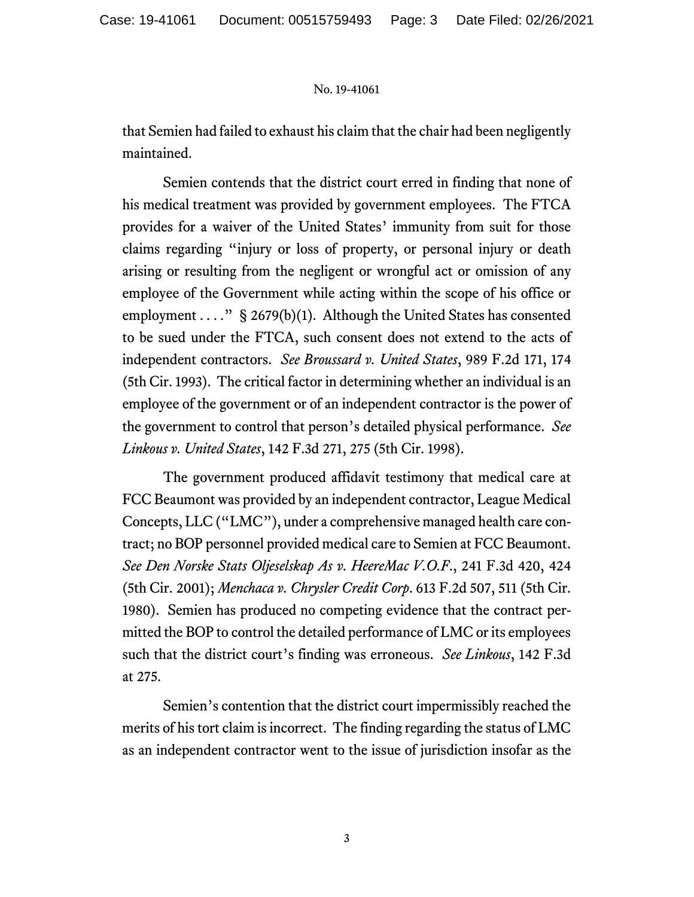that Semien had failed to exhaust his claim that the chair had been negligently maintained.

Semien contends that the district court erred in finding that none of his medical treatment was provided by government employees. The FTCA provides for a waiver of the United States' immunity from suit for those claims regarding "injury or loss of property, or personal injury or death arising or resulting from the negligent or wrongful act or omission of any employee of the Government while acting within the scope of his office or employment . . . ." § 2679(b)(1). Although the United States has consented to be sued under the FTCA, such consent does not extend to the acts of independent contractors. *See Broussard v. United States*, 989 F.2d 171, 174 (5th Cir. 1993). The critical factor in determining whether an individual is an employee of the government or of an independent contractor is the power of the government to control that person's detailed physical performance. *See Linkous v. United States*, 142 F.3d 271, 275 (5th Cir. 1998).

The government produced affidavit testimony that medical care at FCC Beaumont was provided by an independent contractor, League Medical Concepts, LLC ("LMC"), under a comprehensive managed health care contract; no BOP personnel provided medical care to Semien at FCC Beaumont. *See Den Norske Stats Oljeselskap As v. HeereMac V.O.F.*, 241 F.3d 420, 424 (5th Cir. 2001); *Menchaca v. Chrysler Credit Corp*. 613 F.2d 507, 511 (5th Cir. 1980). Semien has produced no competing evidence that the contract permitted the BOP to control the detailed performance of LMC or its employees such that the district court's finding was erroneous. *See Linkous*, 142 F.3d at 275.

Semien's contention that the district court impermissibly reached the merits of his tort claim is incorrect. The finding regarding the status of LMC as an independent contractor went to the issue of jurisdiction insofar as the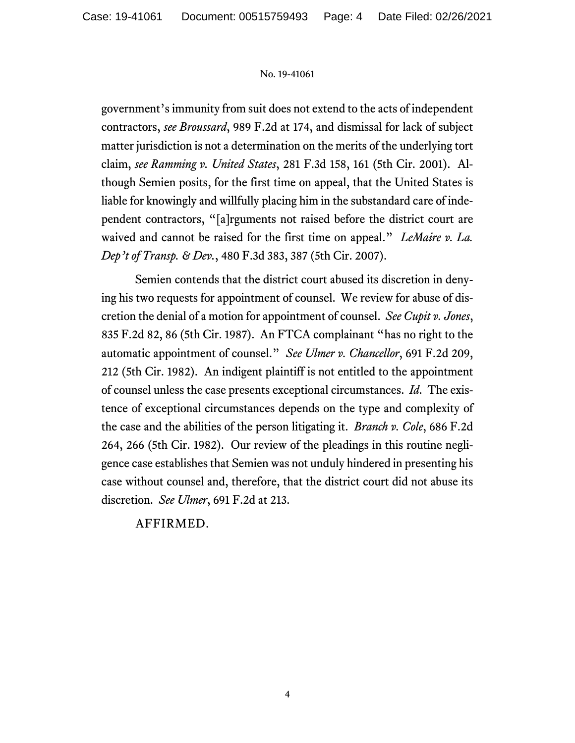government's immunity from suit does not extend to the acts of independent contractors, *see Broussard*, 989 F.2d at 174, and dismissal for lack of subject matter jurisdiction is not a determination on the merits of the underlying tort claim, *see Ramming v. United States*, 281 F.3d 158, 161 (5th Cir. 2001). Although Semien posits, for the first time on appeal, that the United States is liable for knowingly and willfully placing him in the substandard care of independent contractors, "[a]rguments not raised before the district court are waived and cannot be raised for the first time on appeal." *LeMaire v. La. Dep't of Transp. & Dev.*, 480 F.3d 383, 387 (5th Cir. 2007).

Semien contends that the district court abused its discretion in denying his two requests for appointment of counsel. We review for abuse of discretion the denial of a motion for appointment of counsel. *See Cupit v. Jones*, 835 F.2d 82, 86 (5th Cir. 1987). An FTCA complainant "has no right to the automatic appointment of counsel." *See Ulmer v. Chancellor*, 691 F.2d 209, 212 (5th Cir. 1982). An indigent plaintiff is not entitled to the appointment of counsel unless the case presents exceptional circumstances. *Id.* The existence of exceptional circumstances depends on the type and complexity of the case and the abilities of the person litigating it. *Branch v. Cole*, 686 F.2d 264, 266 (5th Cir. 1982). Our review of the pleadings in this routine negligence case establishes that Semien was not unduly hindered in presenting his case without counsel and, therefore, that the district court did not abuse its discretion. *See Ulmer*, 691 F.2d at 213.

AFFIRMED.